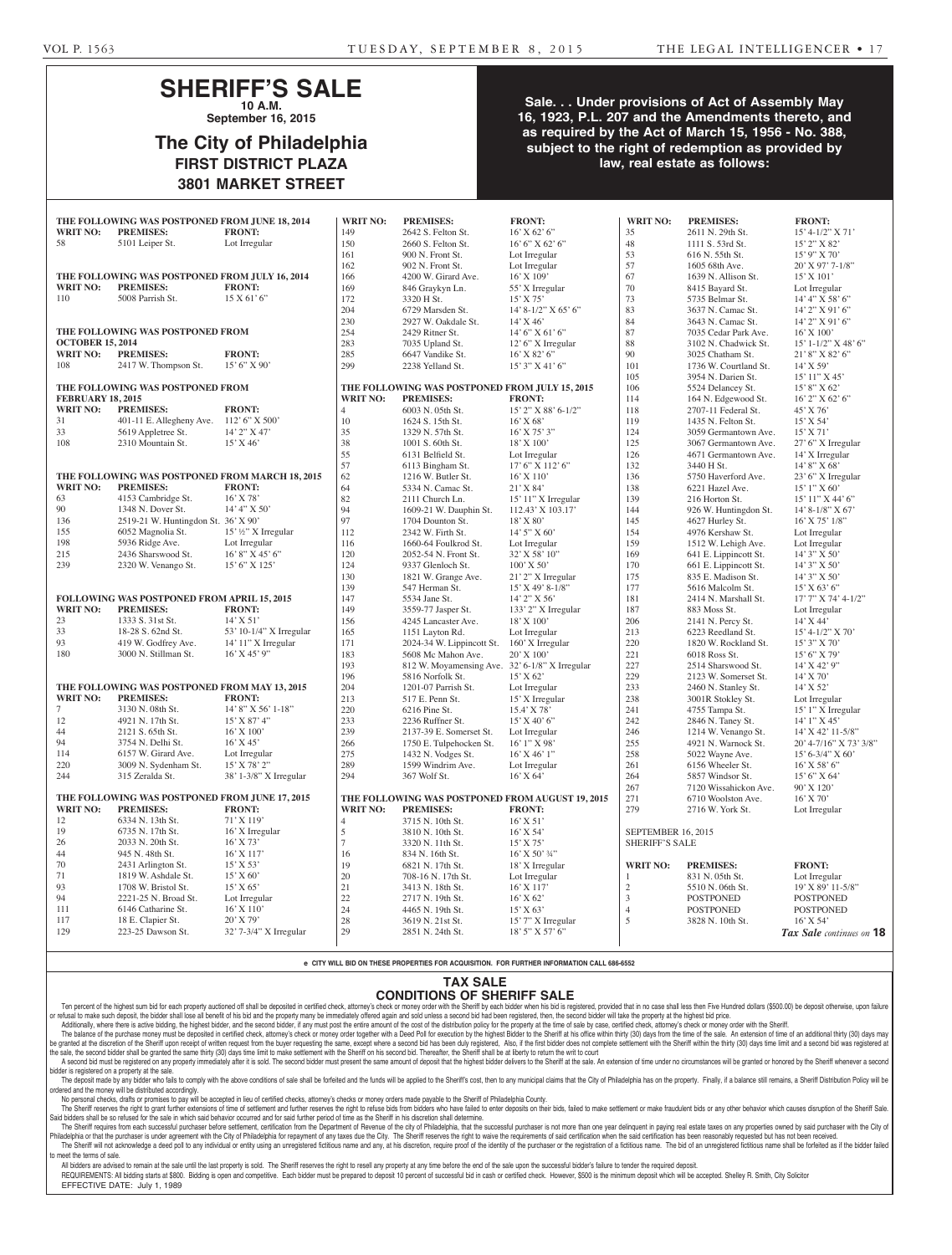# SHERIFF'S SALE

**10 A.M.**

**September 16, 2015**

## The City of Philadelphia

**FIRST DISTRICT PLAZA**

**3801 MARKET STREET**

**Sale. . . Under provisions of Act of Assembly May 16, 1923, P.L. 207 and the Amendments thereto, and as required by the Act of March 15, 1956 - No. 388, subject to the right of redemption as provided by law, real estate as follows:**

**THE FOLLOWING WAS POSTPONED FROM JUNE 18, 2014**

| WRIT NO: | PREMISES: | FRONT: |
|---|---|---|
| 58 | 5101 Leiper St. | Lot Irregular |

**THE FOLLOWING WAS POSTPONED FROM JULY 16, 2014**

| WRIT NO: | PREMISES: | FRONT: |
|---|---|---|
| 110 | 5008 Parrish St. | 15 X 61' 6" |

**THE FOLLOWING WAS POSTPONED FROM OCTOBER 15, 2014**

| WRIT NO: | PREMISES: | FRONT: |
|---|---|---|
| 108 | 2417 W. Thompson St. | 15' 6" X 90' |

**THE FOLLOWING WAS POSTPONED FROM FEBRUARY 18, 2015**

| WRIT NO: | PREMISES: | FRONT: |
|---|---|---|
| 31 | 401-11 E. Allegheny Ave. | 112' 6" X 500' |
| 33 | 5619 Appletree St. | 14' 2" X 47' |
| 108 | 2310 Mountain St. | 15' X 46' |

**THE FOLLOWING WAS POSTPONED FROM MARCH 18, 2015**

| WRIT NO: | PREMISES: | FRONT: |
|---|---|---|
| 63 | 4153 Cambridge St. | 16' X 78' |
| 90 | 1348 N. Dover St. | 14' 4" X 50' |
| 136 | 2519-21 W. Huntingdon St. | 36' X 90' |
| 155 | 6052 Magnolia St. | 15' ½" X Irregular |
| 198 | 5936 Ridge Ave. | Lot Irregular |
| 215 | 2436 Sharswood St. | 16' 8" X 45' 6" |
| 239 | 2320 W. Venango St. | 15' 6" X 125' |

**FOLLOWING WAS POSTPONED FROM APRIL 15, 2015**

| WRIT NO: | PREMISES: | FRONT: |
|---|---|---|
| 23 | 1333 S. 31st St. | 14' X 51' |
| 33 | 18-28 S. 62nd St. | 53' 10-1/4" X Irregular |
| 93 | 419 W. Godfrey Ave. | 14' 11" X Irregular |
| 180 | 3000 N. Stillman St. | 16' X 45' 9" |

**THE FOLLOWING WAS POSTPONED FROM MAY 13, 2015**

| WRIT NO: | PREMISES: | FRONT: |
|---|---|---|
| 7 | 3130 N. 08th St. | 14' 8" X 56' 1-18" |
| 12 | 4921 N. 17th St. | 15' X 87' 4" |
| 44 | 2121 S. 65th St. | 16' X 100' |
| 94 | 3754 N. Delhi St. | 16' X 45' |
| 114 | 6157 W. Girard Ave. | Lot Irregular |
| 220 | 3009 N. Sydenham St. | 15' X 78' 2" |
| 244 | 315 Zeralda St. | 38' 1-3/8" X Irregular |

**THE FOLLOWING WAS POSTPONED FROM JUNE 17, 2015**

| WRIT NO: | PREMISES: | FRONT: |
|---|---|---|
| 12 | 6334 N. 13th St. | 71' X 119' |
| 19 | 6735 N. 17th St. | 16' X Irregular |
| 26 | 2033 N. 20th St. | 16' X 73' |
| 44 | 945 N. 48th St. | 16' X 117' |
| 70 | 2431 Arlington St. | 15' X 53' |
| 71 | 1819 W. Ashdale St. | 15' X 60' |
| 93 | 1708 W. Bristol St. | 15' X 65' |
| 94 | 2221-25 N. Broad St. | Lot Irregular |
| 111 | 6146 Catharine St. | 16' X 110' |
| 117 | 18 E. Clapier St. | 20' X 79' |
| 129 | 223-25 Dawson St. | 32' 7-3/4" X Irregular |
| 149 | 2642 S. Felton St. | 16' X 62' 6" |
| 150 | 2660 S. Felton St. | 16' 6" X 62' 6" |
| 161 | 900 N. Front St. | Lot Irregular |
| 162 | 902 N. Front St. | Lot Irregular |
| 166 | 4200 W. Girard Ave. | 16' X 109' |
| 169 | 846 Graykyn Ln. | 55' X Irregular |
| 172 | 3320 H St. | 15' X 75' |
| 204 | 6729 Marsden St. | 14' 8-1/2" X 65' 6" |
| 230 | 2927 W. Oakdale St. | 14' X 46' |
| 254 | 2429 Ritner St. | 14' 6" X 61' 6" |
| 283 | 7035 Upland St. | 12' 6" X Irregular |
| 285 | 6647 Vandike St. | 16' X 82' 6" |
| 299 | 2238 Yelland St. | 15' 3" X 41' 6" |

**THE FOLLOWING WAS POSTPONED FROM JULY 15, 2015**

| WRIT NO: | PREMISES: | FRONT: |
|---|---|---|
| 4 | 6003 N. 05th St. | 15' 2" X 88' 6-1/2" |
| 10 | 1624 S. 15th St. | 16' X 68' |
| 35 | 1329 N. 57th St. | 16' X 75' 3" |
| 38 | 1001 S. 60th St. | 18' X 100' |
| 55 | 6131 Belfield St. | Lot Irregular |
| 57 | 6113 Bingham St. | 17' 6" X 112' 6" |
| 62 | 1216 W. Butler St. | 16' X 110' |
| 64 | 5334 N. Camac St. | 21' X 84' |
| 82 | 2111 Church Ln. | 15' 11" X Irregular |
| 94 | 1609-21 W. Dauphin St. | 112.43' X 103.17' |
| 97 | 1704 Dounton St. | 18' X 80' |
| 112 | 2342 W. Firth St. | 14' 5" X 60' |
| 116 | 1660-64 Foulkrod St. | Lot Irregular |
| 120 | 2052-54 N. Front St. | 32' X 58' 10" |
| 124 | 9337 Glenloch St. | 100' X 50' |
| 130 | 1821 W. Grange Ave. | 21' 2" X Irregular |
| 139 | 547 Herman St. | 15' X 49' 8-1/8" |
| 147 | 5534 Jane St. | 14' 2" X 56' |
| 149 | 3559-77 Jasper St. | 133' 2" X Irregular |
| 156 | 4245 Lancaster Ave. | 18' X 100' |
| 165 | 1151 Layton Rd. | Lot Irregular |
| 171 | 2024-34 W. Lippincott St. | 160' X Irregular |
| 183 | 5608 Mc Mahon Ave. | 20' X 100' |
| 193 | 812 W. Moyamensing Ave. | 32' 6-1/8" X Irregular |
| 196 | 5816 Norfolk St. | 15' X 62' |
| 204 | 1201-07 Parrish St. | Lot Irregular |
| 213 | 517 E. Penn St. | 15' X Irregular |
| 220 | 6216 Pine St. | 15.4' X 78' |
| 233 | 2236 Ruffner St. | 15' X 40' 6" |
| 239 | 2137-39 E. Somerset St. | Lot Irregular |
| 266 | 1750 E. Tulpehocken St. | 16' 1" X 98' |
| 275 | 1432 N. Vodges St. | 16' X 46' 1" |
| 289 | 1599 Windrim Ave. | Lot Irregular |
| 294 | 367 Wolf St. | 16' X 64' |

**THE FOLLOWING WAS POSTPONED FROM AUGUST 19, 2015**

| WRIT NO: | PREMISES: | FRONT: |
|---|---|---|
| 4 | 3715 N. 10th St. | 16' X 51' |
| 5 | 3810 N. 10th St. | 16' X 54' |
| 7 | 3320 N. 11th St. | 15' X 75' |
| 16 | 834 N. 16th St. | 16' X 50' ¾" |
| 19 | 6821 N. 17th St. | 18' X Irregular |
| 20 | 708-16 N. 17th St. | Lot Irregular |
| 21 | 3413 N. 18th St. | 16' X 117' |
| 22 | 2717 N. 19th St. | 16' X 62' |
| 24 | 4465 N. 19th St. | 15' X 63' |
| 28 | 3619 N. 21st St. | 15' 7" X Irregular |
| 29 | 2851 N. 24th St. | 18' 5" X 57' 6" |
| 35 | 2611 N. 29th St. | 15' 4-1/2" X 71' |
| 48 | 1111 S. 53rd St. | 15' 2" X 82' |
| 53 | 616 N. 55th St. | 15' 9" X 70' |
| 57 | 1605 68th Ave. | 20' X 97' 7-1/8" |
| 67 | 1639 N. Allison St. | 15' X 101' |
| 70 | 8415 Bayard St. | Lot Irregular |
| 73 | 5735 Belmar St. | 14' 4" X 58' 6" |
| 83 | 3637 N. Camac St. | 14' 2" X 91' 6" |
| 84 | 3643 N. Camac St. | 14' 2" X 91' 6" |
| 87 | 7035 Cedar Park Ave. | 16' X 100' |
| 88 | 3102 N. Chadwick St. | 15' 1-1/2" X 48' 6" |
| 90 | 3025 Chatham St. | 21' 8" X 82' 6" |
| 101 | 1736 W. Courtland St. | 14' X 59' |
| 105 | 3954 N. Darien St. | 15' 11" X 45' |
| 106 | 5524 Delancey St. | 15' 8" X 62' |
| 114 | 164 N. Edgewood St. | 16' 2" X 62' 6" |
| 118 | 2707-11 Federal St. | 45' X 76' |
| 119 | 1435 N. Felton St. | 15' X 54' |
| 124 | 3059 Germantown Ave. | 15' X 71' |
| 125 | 3067 Germantown Ave. | 27' 6" X Irregular |
| 126 | 4671 Germantown Ave. | 14' X Irregular |
| 132 | 3440 H St. | 14' 8" X 68' |
| 136 | 5750 Haverford Ave. | 23' 6" X Irregular |
| 138 | 6221 Hazel Ave. | 15' 1" X 60' |
| 139 | 216 Horton St. | 15' 11" X 44' 6" |
| 144 | 926 W. Huntingdon St. | 14' 8-1/8" X 67' |
| 145 | 4627 Hurley St. | 16' X 75' 1/8" |
| 154 | 4976 Kershaw St. | Lot Irregular |
| 159 | 1512 W. Lehigh Ave. | Lot Irregular |
| 169 | 641 E. Lippincott St. | 14' 3" X 50' |
| 170 | 661 E. Lippincott St. | 14' 3" X 50' |
| 175 | 835 E. Madison St. | 14' 3" X 50' |
| 177 | 5616 Malcolm St. | 15' X 63' 6" |
| 181 | 2414 N. Marshall St. | 17' 7" X 74' 4-1/2" |
| 187 | 883 Moss St. | Lot Irregular |
| 206 | 2141 N. Percy St. | 14' X 44' |
| 213 | 6223 Reedland St. | 15' 4-1/2" X 70' |
| 220 | 1820 W. Rockland St. | 15' 3" X 70' |
| 221 | 6018 Ross St. | 15' 6" X 79' |
| 227 | 2514 Sharswood St. | 14' X 42' 9" |
| 229 | 2123 W. Somerset St. | 14' X 70' |
| 233 | 2460 N. Stanley St. | 14' X 52' |
| 238 | 3001R Stokley St. | Lot Irregular |
| 241 | 4755 Tampa St. | 15' 1" X Irregular |
| 242 | 2846 N. Taney St. | 14' 1" X 45' |
| 246 | 1214 W. Venango St. | 14' X 42' 11-5/8" |
| 255 | 4921 N. Warnock St. | 20' 4-7/16" X 73' 3/8" |
| 258 | 5022 Wayne Ave. | 15' 6-3/4" X 60' |
| 261 | 6156 Wheeler St. | 16' X 58' 6" |
| 264 | 5857 Windsor St. | 15' 6" X 64' |
| 267 | 7120 Wissahickon Ave. | 90' X 120' |
| 271 | 6710 Woolston Ave. | 16' X 70' |
| 279 | 2716 W. York St. | Lot Irregular |

**SEPTEMBER 16, 2015**

**SHERIFF'S SALE**

| WRIT NO: | PREMISES: | FRONT: |
|---|---|---|
| 1 | 831 N. 05th St. | Lot Irregular |
| 2 | 5510 N. 06th St. | 19' X 89' 11-5/8" |
| 3 | POSTPONED | POSTPONED |
| 4 | POSTPONED | POSTPONED |
| 5 | 3828 N. 10th St. | 16' X 54' |

*Tax Sale continues on* **18**

**e CITY WILL BID ON THESE PROPERTIES FOR ACQUISITION. FOR FURTHER INFORMATION CALL 686-6552**

## TAX SALE
## CONDITIONS OF SHERIFF SALE

Ten percent of the highest sum bid for each property auctioned off shall be deposited in certified check, attorney's check or money order with the Sheriff by each bidder when his bid is registered, provided that in no case shall less then Five Hundred dollars ($500.00) be deposit otherwise, upon failure or refusal to make such deposit, the bidder shall lose all benefit of his bid and the property many be immediately offered again and sold unless a second bid had been registered, then, the second bidder will take the property at the highest bid price.

Additionally, where there is active bidding, the highest bidder, and the second bidder, if any must post the entire amount of the cost of the distribution policy for the property at the time of sale by case, certified check, attorney's check or money order with the Sheriff.

The balance of the purchase money must be deposited in certified check, attorney's check or money order together with a Deed Poll for execution by the highest Bidder to the Sheriff at his office within thirty (30) days from the time of the sale. An extension of time of an additional thirty (30) days may be granted at the discretion of the Sheriff upon receipt of written request from the buyer requesting the same, except where a second bid has been duly registered, Also, if the first bidder does not complete settlement with the Sheriff within the thirty (30) days time limit and a second bid was registered at the sale, the second bidder shall be granted the same thirty (30) days time limit to make settlement with the Sheriff on his second bid. Thereafter, the Sheriff shall be at liberty to return the writ to court

A second bid must be registered on any property immediately after it is sold. The second bidder must present the same amount of deposit that the highest bidder delivers to the Sheriff at the sale. An extension of time under no circumstances will be granted or honored by the Sheriff whenever a second bidder is registered on a property at the sale.

The deposit made by any bidder who fails to comply with the above conditions of sale shall be forfeited and the funds will be applied to the Sheriff's cost, then to any municipal claims that the City of Philadelphia has on the property. Finally, if a balance still remains, a Sheriff Distribution Policy will be ordered and the money will be distributed accordingly.

No personal checks, drafts or promises to pay will be accepted in lieu of certified checks, attorney's checks or money orders made payable to the Sheriff of Philadelphia County.

The Sheriff reserves the right to grant further extensions of time of settlement and further reserves the right to refuse bids from bidders who have failed to enter deposits on their bids, failed to make settlement or make fraudulent bids or any other behavior which causes disruption of the Sheriff Sale. Said bidders shall be so refused for the sale in which said behavior occurred and for said further period of time as the Sheriff in his discretion shall determine.

The Sheriff requires from each successful purchaser before settlement, certification from the Department of Revenue of the city of Philadelphia, that the successful purchaser is not more than one year delinquent in paying real estate taxes on any properties owned by said purchaser with the City of Philadelphia or that the purchaser is under agreement with the City of Philadelphia for repayment of any taxes due the City. The Sheriff reserves the right to waive the requirements of said certification when the said certification has been reasonably requested but has not been received.

The Sheriff will not acknowledge a deed poll to any individual or entity using an unregistered fictitious name and any, at his discretion, require proof of the identity of the purchaser or the registration of a fictitious name. The bid of an unregistered fictitious name shall be forfeited as if the bidder failed to meet the terms of sale.

All bidders are advised to remain at the sale until the last property is sold. The Sheriff reserves the right to resell any property at any time before the end of the sale upon the successful bidder's failure to tender the required deposit.

REQUIREMENTS: All bidding starts at $800. Bidding is open and competitive. Each bidder must be prepared to deposit 10 percent of successful bid in cash or certified check. However, $500 is the minimum deposit which will be accepted. Shelley R. Smith, City Solicitor

EFFECTIVE DATE: July 1, 1989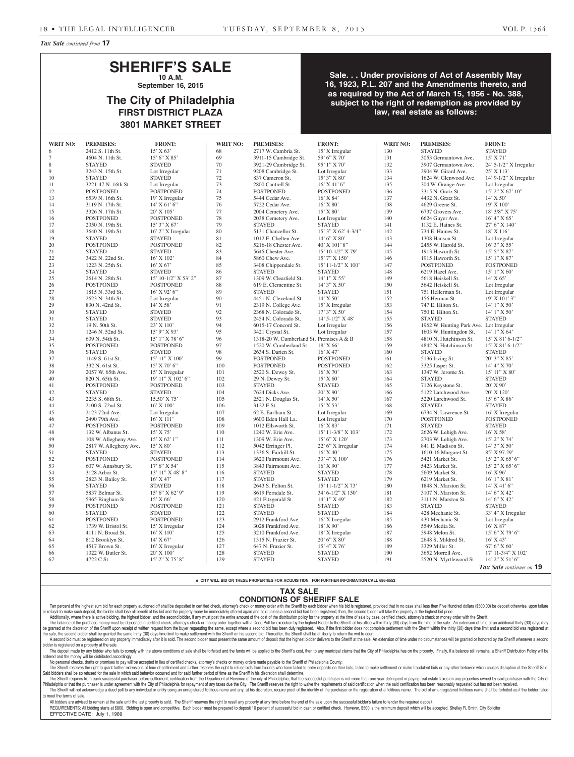*Tax Sale continued from* **17**

# SHERIFF'S SALE

**10 A.M.**

**September 16, 2015**

## The City of Philadelphia

### FIRST DISTRICT PLAZA

### 3801 MARKET STREET

**Sale. . . Under provisions of Act of Assembly May 16, 1923, P.L. 207 and the Amendments thereto, and as required by the Act of March 15, 1956 - No. 388, subject to the right of redemption as provided by law, real estate as follows:**

| WRIT NO: | PREMISES: | FRONT: |
|---|---|---|
| 6 | 2412 S. 11th St. | 15' X 63' |
| 7 | 4604 N. 11th St. | 15' 6" X 85' |
| 8 | STAYED | STAYED |
| 9 | 3243 N. 15th St. | Lot Irregular |
| 10 | STAYED | STAYED |
| 11 | 3221-47 N. 16th St. | Lot Irregular |
| 12 | POSTPONED | POSTPONED |
| 13 | 6539 N. 16th St. | 19' X Irregular |
| 14 | 3119 N. 17th St. | 14' X 61' 6" |
| 15 | 3326 N. 17th St. | 20' X 105' |
| 16 | POSTPONED | POSTPONED |
| 17 | 2350 N. 19th St. | 15' 3" X 67' |
| 18 | 3640 N. 19th St. | 16' 2" X Irregular |
| 19 | STAYED | STAYED |
| 20 | POSTPONED | POSTPONED |
| 21 | STAYED | STAYED |
| 22 | 3422 N. 22nd St. | 16' X 102' |
| 23 | 1223 N. 25th St. | 16' X 67' |
| 24 | STAYED | STAYED |
| 25 | 2614 N. 28th St. | 15' 10-1/2" X 53' 2" |
| 26 | POSTPONED | POSTPONED |
| 27 | 1815 N. 33rd St. | 16' X 92' 6" |
| 28 | 2623 N. 34th St. | Lot Irregular |
| 29 | 830 N. 42nd St. | 14' X 58' |
| 30 | STAYED | STAYED |
| 31 | STAYED | STAYED |
| 32 | 19 N. 50th St. | 23' X 110' |
| 33 | 1246 N. 52nd St. | 15' 9" X 93' |
| 34 | 639 N. 54th St. | 15' 1" X 78' 6" |
| 35 | POSTPONED | POSTPONED |
| 36 | STAYED | STAYED |
| 37 | 1149 S. 61st St. | 15' 11" X 100' |
| 38 | 332 N. 61st St. | 15' X 70' 6" |
| 39 | 2057 W. 65th Ave. | 15' X Irregular |
| 40 | 820 N. 65th St. | 19' 11" X 102' 6" |
| 41 | POSTPONED | POSTPONED |
| 42 | STAYED | STAYED |
| 43 | 2235 S. 68th St. | 15.50' X 75' |
| 44 | 2100 S. 72nd St. | 16' X 100' |
| 45 | 2123 72nd Ave. | Lot Irregular |
| 46 | 2490 79th Ave. | 16' X 111' |
| 47 | POSTPONED | POSTPONED |
| 48 | 132 W. Albanus St. | 15' X 75' |
| 49 | 108 W. Allegheny Ave. | 15' X 62' 1" |
| 50 | 2817 W. Allegheny Ave. | 15' X 80' |
| 51 | STAYED | STAYED |
| 52 | POSTPONED | POSTPONED |
| 53 | 607 W. Annsbury St. | 17' 6" X 54' |
| 54 | 3128 Arbor St. | 13' 11" X 48' 8" |
| 55 | 2823 N. Bailey St. | 16' X 47' |
| 56 | STAYED | STAYED |
| 57 | 5837 Belmar St. | 15' 6" X 62' 9" |
| 58 | 5965 Bingham St. | 15' X 66' |
| 59 | POSTPONED | POSTPONED |
| 60 | STAYED | STAYED |
| 61 | POSTPONED | POSTPONED |
| 62 | 1739 W. Bristol St. | 15' X Irregular |
| 63 | 4111 N. Broad St. | 16' X 110' |
| 64 | 812 Brooklyn St. | 14' X 67' |
| 65 | 4517 Brown St. | 16' X Irregular |
| 66 | 1322 W. Butler St. | 20' X 100' |
| 67 | 4722 C St. | 15' 2" X 75' 8" |
| 68 | 2717 W. Cambria St. | 15' X Irregular |
| 69 | 3911-15 Cambridge St. | 59' 6" X 70' |
| 70 | 3921-29 Cambridge St. | 95' 1" X 70' |
| 71 | 9208 Cambridge St. | Lot Irregular |
| 72 | 837 Cameron St. | 15' 3" X 80' |
| 73 | 2800 Cantrell St. | 16' X 41' 6" |
| 74 | POSTPONED | POSTPONED |
| 75 | 5444 Cedar Ave. | 16' X 84' |
| 76 | 5722 Cedar Ave. | 16' X 80' |
| 77 | 2004 Cemetery Ave. | 15' X 80' |
| 78 | 2038 Cemetery Ave. | Lot Irregular |
| 79 | STAYED | STAYED |
| 80 | 5131 Chancellor St. | 15' 3" X 62' 4-3/4" |
| 81 | 1012 E. Chelten Ave. | 14' 6" X 80' |
| 82 | 5216-18 Chester Ave. | 40' X 101' 8" |
| 83 | 5645 Chester Ave. | 15' 10-1/2" X 79' |
| 84 | 5860 Chew Ave. | 15' 7" X 150' |
| 85 | 3408 Chippendale St. | 15' 11-1/2" X 100' |
| 86 | STAYED | STAYED |
| 87 | 1309 W. Clearfield St. | 14' 1" X 55' |
| 88 | 619 E. Clementine St. | 14' 3" X 50' |
| 89 | STAYED | STAYED |
| 90 | 4451 N. Cleveland St. | 14' X 50' |
| 91 | 2319 N. College Ave. | 15' X Irregular |
| 92 | 2368 N. Colorado St. | 17' 3" X 50' |
| 93 | 2454 N. Colorado St. | 14' 5-1/2" X 48' |
| 94 | 6015-17 Concord St. | Lot Irregular |
| 95 | 3421 Crystal St. | Lot Irregular |
| 96 | 1318-20 W. Cumberland St. | Premises A & B |
| 97 | 1520 W. Cumberland St. | 18' X 66' |
| 98 | 2634 S. Darien St. | 16' X 47' |
| 99 | POSTPONED | POSTPONED |
| 100 | POSTPONED | POSTPONED |
| 101 | 2520 S. Dewey St. | 16' X 70' |
| 102 | 29 N. Dewey St. | 15' X 60' |
| 103 | STAYED | STAYED |
| 104 | 7624 Dicks Ave. | 20' X 90' |
| 105 | 2521 N. Douglas St. | 14' X 50' |
| 106 | 3122 E St. | 15' X 53' |
| 107 | 62 E. Earlham St. | Lot Irregular |
| 108 | 9600 Eden Hall La. | Lot Irregular |
| 109 | 1012 Ellsworth St. | 16' X 83' |
| 110 | 1240 W. Erie Ave. | 15' 11-3/8" X 103' |
| 111 | 1309 W. Erie Ave. | 15' 6" X 120' |
| 112 | 5042 Erringer Pl. | 22' 6" X Irregular |
| 113 | 1336 S. Fairhill St. | 16' X 40' |
| 114 | 3620 Fairmount Ave. | 33' 4" X 100' |
| 115 | 3843 Fairmount Ave. | 16' X 90' |
| 116 | STAYED | STAYED |
| 117 | STAYED | STAYED |
| 118 | 2643 S. Felton St. | 15' 11-1/2" X 73' |
| 119 | 8619 Ferndale St. | 34' 6-1/2" X 150' |
| 120 | 421 Fitzgerald St. | 14' 1" X 49' |
| 121 | STAYED | STAYED |
| 122 | STAYED | STAYED |
| 123 | 2912 Frankford Ave. | 16' X Irregular |
| 124 | 3028 Frankford Ave. | 18' X 90' |
| 125 | 3210 Frankford Ave. | 18' X Irregular |
| 126 | 1315 N. Frazier St. | 20' 6" X 80' |
| 127 | 647 N. Frazier St. | 15' 4" X 76' |
| 128 | STAYED | STAYED |
| 129 | STAYED | STAYED |
| 130 | STAYED | STAYED |
| 131 | 3053 Germantown Ave. | 15' X 71' |
| 132 | 3907 Germantown Ave. | 24' 5-1/2" X Irregular |
| 133 | 3904 W. Girard Ave. | 25' X 113' |
| 134 | 1624 W. Glenwood Ave. | 14' 9-1/2" X Irregular |
| 135 | 304 W. Grange Ave. | Lot Irregular |
| 136 | 3315 N. Gratz St. | 15' 2" X 67' 10" |
| 137 | 4432 N. Gratz St. | 14' X 50' |
| 138 | 4629 Greene St. | 19' X 100' |
| 139 | 6737 Grovers Ave. | 18' 3/8" X 75' |
| 140 | 6624 Guyer Ave. | 16' 4" X 65' |
| 141 | 1132 E. Haines St. | 27' 6" X 140' |
| 142 | 734 E. Haines St. | 18' X 116' |
| 143 | 1308 Hanson St. | Lot Irregular |
| 144 | 2455 W. Harold St. | 16' 3" X 55' |
| 145 | 1913 Haworth St. | 15' 5" X 87' |
| 146 | 1915 Haworth St. | 15' 1" X 87' |
| 147 | POSTPONED | POSTPONED |
| 148 | 6219 Hazel Ave. | 15' 1" X 60' |
| 149 | 5618 Heiskell St. | 14' X 65' |
| 150 | 5642 Heiskell St. | Lot Irregular |
| 151 | 751 Hellerman St. | Lot Irregular |
| 152 | 156 Herman St. | 19' X 101' 3" |
| 153 | 747 E. Hilton St. | 14' 1" X 50' |
| 154 | 750 E. Hilton St. | 14' 1" X 50' |
| 155 | STAYED | STAYED |
| 156 | 1962 W. Hunting Park Ave. | Lot Irregular |
| 157 | 1603 W. Huntingdon St. | 14' 1" X 64' |
| 158 | 4810 N. Hutchinson St. | 15' X 81' 6-1/2" |
| 159 | 4842 N. Hutchinson St. | 15' X 81' 6-1/2" |
| 160 | STAYED | STAYED |
| 161 | 5136 Irving St. | 20' 3" X 85' |
| 162 | 3325 Jasper St. | 14' 4" X 70' |
| 163 | 1347 W. Jerome St. | 15' 11" X 80' |
| 164 | STAYED | STAYED |
| 165 | 7126 Keystone St. | 20' X 90' |
| 166 | 5122 Larchwood Ave. | 20' X 120' |
| 167 | 5220 Larchwood St. | 15' 6" X 86' |
| 168 | STAYED | STAYED |
| 169 | 6734 N. Lawrence St. | 16' X Irregular |
| 170 | POSTPONED | POSTPONED |
| 171 | STAYED | STAYED |
| 172 | 2626 W. Lehigh Ave. | 16' X 58' |
| 173 | 2703 W. Lehigh Ave. | 15' 2" X 74' |
| 174 | 841 E. Madison St. | 14' 3" X 50' |
| 175 | 1610-16 Margaret St. | 85' X 97.29' |
| 176 | 5421 Market St. | 15' 2" X 65' 6" |
| 177 | 5423 Market St. | 15' 2" X 65' 6" |
| 178 | 5609 Market St. | 16' X 96' |
| 179 | 6219 Market St. | 16' 1" X 81' |
| 180 | 1848 N. Marston St. | 14' X 41' 6" |
| 181 | 3107 N. Marston St. | 14' 6" X 42' |
| 182 | 3111 N. Marston St. | 14' 6" X 42' |
| 183 | STAYED | STAYED |
| 184 | 428 Mechanic St. | 33' 4" X Irregular |
| 185 | 430 Mechanic St. | Lot Irregular |
| 186 | 5549 Media St. | 16' X 87' |
| 187 | 3948 Melon St. | 15' 6" X 79' 6" |
| 188 | 2648 S. Mildred St. | 16' X 43' |
| 189 | 3329 Miller St. | 67' 6" X 60' |
| 190 | 3652 Morrell Ave. | 17' 11-3/4" X 102' |
| 191 | 2520 N. Myrtlewood St. | 14' 2" X 51' 6" |

*Tax Sale continues on* **19**

**e CITY WILL BID ON THESE PROPERTIES FOR ACQUISITION. FOR FURTHER INFORMATION CALL 686-6552**

## TAX SALE
## CONDITIONS OF SHERIFF SALE

Ten percent of the highest sum bid for each property auctioned off shall be deposited in certified check, attorney's check or money order with the Sheriff by each bidder when his bid is registered, provided that in no case shall less then Five Hundred dollars ($500.00) be deposit otherwise, upon failure or refusal to make such deposit, the bidder shall lose all benefit of his bid and the property many be immediately offered again and sold unless a second bid had been registered, then, the second bidder will take the property at the highest bid price.

Additionally, where there is active bidding, the highest bidder, and the second bidder, if any must post the entire amount of the cost of the distribution policy for the property at the time of sale by case, certified check, attorney's check or money order with the Sheriff.

The balance of the purchase money must be deposited in certified check, attorney's check or money order together with a Deed Poll for execution by the highest Bidder to the Sheriff at his office within thirty (30) days from the time of the sale. An extension of time of an additional thirty (30) days may be granted at the discretion of the Sheriff upon receipt of written request from the buyer requesting the same, except where a second bid has been duly registered. Also, if the first bidder does not complete settlement with the Sheriff within the thirty (30) days time limit and a second bid was registered at the sale, the second bidder shall be granted the same thirty (30) days time limit to make settlement with the Sheriff on his second bid. Thereafter, the Sheriff shall be at liberty to return the writ to court

A second bid must be registered on any property immediately after it is sold. The second bidder must present the same amount of deposit that the highest bidder delivers to the Sheriff at the sale. An extension of time under no circumstances will be granted or honored by the Sheriff whenever a second bidder is registered on a property at the sale.

The deposit made by any bidder who fails to comply with the above conditions of sale shall be forfeited and the funds will be applied to the Sheriff's cost, then to any municipal claims that the City of Philadelphia has on the property. Finally, if a balance still remains, a Sheriff Distribution Policy will be ordered and the money will be distributed accordingly.

No personal checks, drafts or promises to pay will be accepted in lieu of certified checks, attorney's checks or money orders made payable to the Sheriff of Philadelphia County.

The Sheriff reserves the right to grant further extensions of time of settlement and further reserves the right to refuse bids from bidders who have failed to enter deposits on their bids, failed to make settlement or make fraudulent bids or any other behavior which causes disruption of the Sheriff Sale. Said bidders shall be so refused for the sale in which said behavior occurred and for said further period of time as the Sheriff in his discretion shall determine.

The Sheriff requires from each successful purchaser before settlement, certification from the Department of Revenue of the city of Philadelphia, that the successful purchaser is not more than one year delinquent in paying real estate taxes on any properties owned by said purchaser with the City of Philadelphia or that the purchaser is under agreement with the City of Philadelphia for repayment of any taxes due the City. The Sheriff reserves the right to waive the requirements of said certification when the said certification has been reasonably requested but has not been received.

The Sheriff will not acknowledge a deed poll to any individual or entity using an unregistered fictitious name and any, at his discretion, require proof of the identity of the purchaser or the registration of a fictitious name. The bid of an unregistered fictitious name shall be forfeited as if the bidder failed to meet the terms of sale.

All bidders are advised to remain at the sale until the last property is sold. The Sheriff reserves the right to resell any property at any time before the end of the sale upon the successful bidder's failure to tender the required deposit.

REQUIREMENTS: All bidding starts at $800. Bidding is open and competitive. Each bidder must be prepared to deposit 10 percent of successful bid in cash or certified check. However, $500 is the minimum deposit which will be accepted. Shelley R. Smith, City Solicitor

EFFECTIVE DATE: July 1, 1989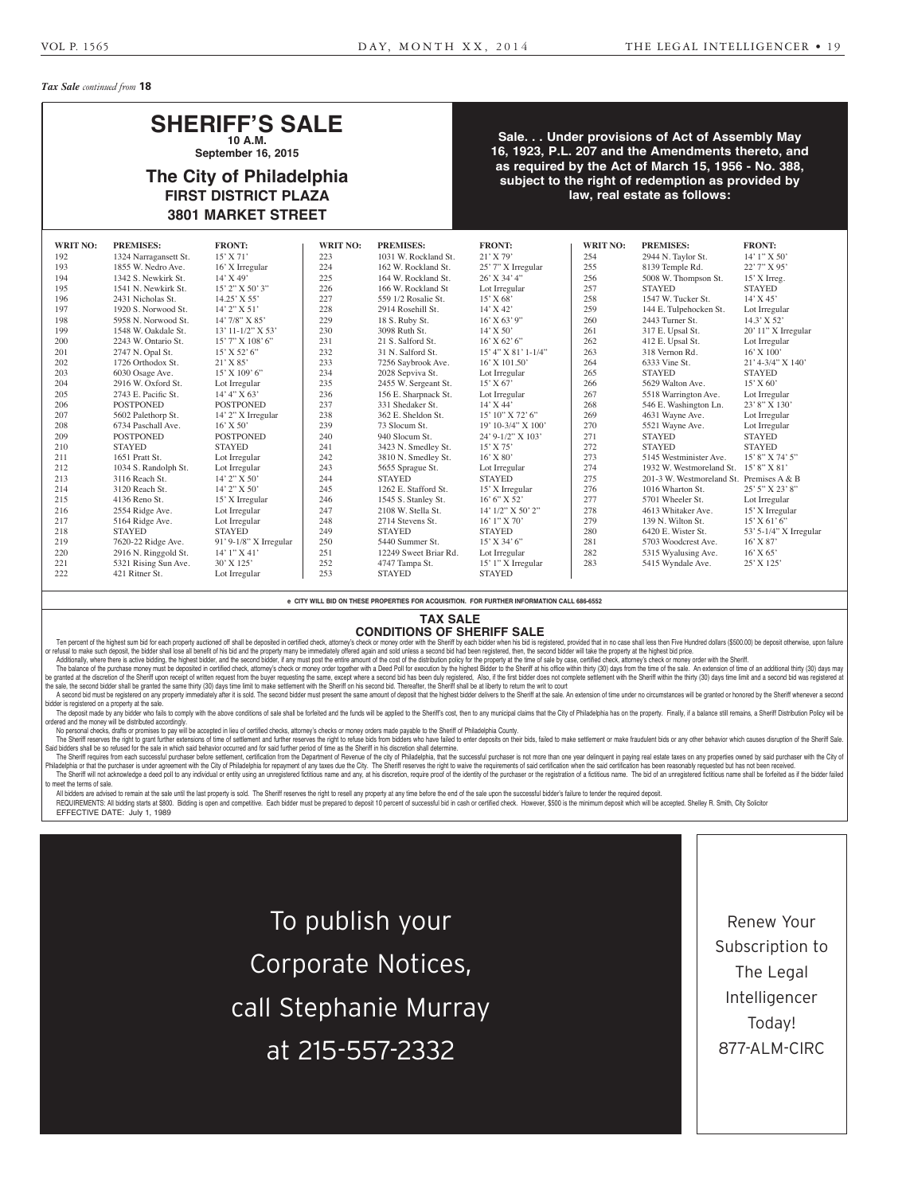*Tax Sale continued from* **18**

# SHERIFF'S SALE

**10 A.M.**
**September 16, 2015**

## The City of Philadelphia

**FIRST DISTRICT PLAZA**
**3801 MARKET STREET**

**Sale. . . Under provisions of Act of Assembly May 16, 1923, P.L. 207 and the Amendments thereto, and as required by the Act of March 15, 1956 - No. 388, subject to the right of redemption as provided by law, real estate as follows:**

| WRIT NO: | PREMISES: | FRONT: |
|---|---|---|
| 192 | 1324 Narragansett St. | 15' X 71' |
| 193 | 1855 W. Nedro Ave. | 16' X Irregular |
| 194 | 1342 S. Newkirk St. | 14' X 49' |
| 195 | 1541 N. Newkirk St. | 15' 2" X 50' 3" |
| 196 | 2431 Nicholas St. | 14.25' X 55' |
| 197 | 1920 S. Norwood St. | 14' 2" X 51' |
| 198 | 5958 N. Norwood St. | 14' 7/8" X 85' |
| 199 | 1548 W. Oakdale St. | 13' 11-1/2" X 53' |
| 200 | 2243 W. Ontario St. | 15' 7" X 108' 6" |
| 201 | 2747 N. Opal St. | 15' X 52' 6" |
| 202 | 1726 Orthodox St. | 21' X 85' |
| 203 | 6030 Osage Ave. | 15' X 109' 6" |
| 204 | 2916 W. Oxford St. | Lot Irregular |
| 205 | 2743 E. Pacific St. | 14' 4" X 63' |
| 206 | POSTPONED | POSTPONED |
| 207 | 5602 Palethorp St. | 14' 2" X Irregular |
| 208 | 6734 Paschall Ave. | 16' X 50' |
| 209 | POSTPONED | POSTPONED |
| 210 | STAYED | STAYED |
| 211 | 1651 Pratt St. | Lot Irregular |
| 212 | 1034 S. Randolph St. | Lot Irregular |
| 213 | 3116 Reach St. | 14' 2" X 50' |
| 214 | 3120 Reach St. | 14' 2" X 50' |
| 215 | 4136 Reno St. | 15' X Irregular |
| 216 | 2554 Ridge Ave. | Lot Irregular |
| 217 | 5164 Ridge Ave. | Lot Irregular |
| 218 | STAYED | STAYED |
| 219 | 7620-22 Ridge Ave. | 91' 9-1/8" X Irregular |
| 220 | 2916 N. Ringgold St. | 14' 1" X 41' |
| 221 | 5321 Rising Sun Ave. | 30' X 125' |
| 222 | 421 Ritner St. | Lot Irregular |
| 223 | 1031 W. Rockland St. | 21' X 79' |
| 224 | 162 W. Rockland St. | 25' 7" X Irregular |
| 225 | 164 W. Rockland St. | 26' X 34' 4" |
| 226 | 166 W. Rockland St | Lot Irregular |
| 227 | 559 1/2 Rosalie St. | 15' X 68' |
| 228 | 2914 Rosehill St. | 14' X 42' |
| 229 | 18 S. Ruby St. | 16' X 63' 9" |
| 230 | 3098 Ruth St. | 14' X 50' |
| 231 | 21 S. Salford St. | 16' X 62' 6" |
| 232 | 31 N. Salford St. | 15' 4" X 81' 1-1/4" |
| 233 | 7256 Saybrook Ave. | 16' X 101.50' |
| 234 | 2028 Sepviva St. | Lot Irregular |
| 235 | 2455 W. Sergeant St. | 15' X 67' |
| 236 | 156 E. Sharpnack St. | Lot Irregular |
| 237 | 331 Shedaker St. | 14' X 44' |
| 238 | 362 E. Sheldon St. | 15' 10" X 72' 6" |
| 239 | 73 Slocum St. | 19' 10-3/4" X 100' |
| 240 | 940 Slocum St. | 24' 9-1/2" X 103' |
| 241 | 3423 N. Smedley St. | 15' X 75' |
| 242 | 3810 N. Smedley St. | 16' X 80' |
| 243 | 5655 Sprague St. | Lot Irregular |
| 244 | STAYED | STAYED |
| 245 | 1262 E. Stafford St. | 15' X Irregular |
| 246 | 1545 S. Stanley St. | 16' 6" X 52' |
| 247 | 2108 W. Stella St. | 14' 1/2" X 50' 2" |
| 248 | 2714 Stevens St. | 16' 1" X 70' |
| 249 | STAYED | STAYED |
| 250 | 5440 Summer St. | 15' X 34' 6" |
| 251 | 12249 Sweet Briar Rd. | Lot Irregular |
| 252 | 4747 Tampa St. | 15' 1" X Irregular |
| 253 | STAYED | STAYED |
| 254 | 2944 N. Taylor St. | 14' 1" X 50' |
| 255 | 8139 Temple Rd. | 22' 7" X 95' |
| 256 | 5008 W. Thompson St. | 15' X Irreg. |
| 257 | STAYED | STAYED |
| 258 | 1547 W. Tucker St. | 14' X 45' |
| 259 | 144 E. Tulpehocken St. | Lot Irregular |
| 260 | 2443 Turner St. | 14.3' X 52' |
| 261 | 317 E. Upsal St. | 20' 11" X Irregular |
| 262 | 412 E. Upsal St. | Lot Irregular |
| 263 | 318 Vernon Rd. | 16' X 100' |
| 264 | 6333 Vine St. | 21' 4-3/4" X 140' |
| 265 | STAYED | STAYED |
| 266 | 5629 Walton Ave. | 15' X 60' |
| 267 | 5518 Warrington Ave. | Lot Irregular |
| 268 | 546 E. Washington Ln. | 23' 8" X 130' |
| 269 | 4631 Wayne Ave. | Lot Irregular |
| 270 | 5521 Wayne Ave. | Lot Irregular |
| 271 | STAYED | STAYED |
| 272 | STAYED | STAYED |
| 273 | 5145 Westminister Ave. | 15' 8" X 74' 5" |
| 274 | 1932 W. Westmoreland St. | 15' 8" X 81' |
| 275 | 201-3 W. Westmoreland St. | Premises A & B |
| 276 | 1016 Wharton St. | 25' 5" X 23' 8" |
| 277 | 5701 Wheeler St. | Lot Irregular |
| 278 | 4613 Whitaker Ave. | 15' X Irregular |
| 279 | 139 N. Wilton St. | 15' X 61' 6" |
| 280 | 6420 E. Wister St. | 53' 5-1/4" X Irregular |
| 281 | 5703 Woodcrest Ave. | 16' X 87' |
| 282 | 5315 Wyalusing Ave. | 16' X 65' |
| 283 | 5415 Wyndale Ave. | 25' X 125' |

e CITY WILL BID ON THESE PROPERTIES FOR ACQUISITION. FOR FURTHER INFORMATION CALL 686-6552

## TAX SALE
## CONDITIONS OF SHERIFF SALE

Ten percent of the highest sum bid for each property auctioned off shall be deposited in certified check, attorney's check or money order with the Sheriff by each bidder when his bid is registered, provided that in no case shall less then Five Hundred dollars ($500.00) be deposit otherwise, upon failure or refusal to make such deposit, the bidder shall lose all benefit of his bid and the property many be immediately offered again and sold unless a second bid had been registered, then, the second bidder will take the property at the highest bid price.

Additionally, where there is active bidding, the highest bidder, and the second bidder, if any must post the entire amount of the cost of the distribution policy for the property at the time of sale by case, certified check, attorney's check or money order with the Sheriff.

The balance of the purchase money must be deposited in certified check, attorney's check or money order together with a Deed Poll for execution by the highest Bidder to the Sheriff at his office within thirty (30) days from the time of the sale. An extension of time of an additional thirty (30) days may be granted at the discretion of the Sheriff upon receipt of written request from the buyer requesting the same, except where a second bid has been duly registered. Also, if the first bidder does not complete settlement with the Sheriff within the thirty (30) days time limit and a second bid was registered at the sale, the second bidder shall be granted the same thirty (30) days time limit to make settlement with the Sheriff on his second bid. Thereafter, the Sheriff shall be at liberty to return the writ to court

A second bid must be registered on any property immediately after it is sold. The second bidder must present the same amount of deposit that the highest bidder delivers to the Sheriff at the sale. An extension of time under no circumstances will be granted or honored by the Sheriff whenever a second bidder is registered on a property at the sale.

The deposit made by any bidder who fails to comply with the above conditions of sale shall be forfeited and the funds will be applied to the Sheriff's cost, then to any municipal claims that the City of Philadelphia has on the property. Finally, if a balance still remains, a Sheriff Distribution Policy will be ordered and the money will be distributed accordingly.

No personal checks, drafts or promises to pay will be accepted in lieu of certified checks, attorney's checks or money orders made payable to the Sheriff of Philadelphia County.

The Sheriff reserves the right to grant further extensions of time of settlement and further reserves the right to refuse bids from bidders who have failed to enter deposits on their bids, failed to make settlement or make fraudulent bids or any other behavior which causes disruption of the Sheriff Sale. Said bidders shall be so refused for the sale in which said behavior occurred and for said further period of time as the Sheriff in his discretion shall determine.

The Sheriff requires from each successful purchaser before settlement, certification from the Department of Revenue of the city of Philadelphia, that the successful purchaser is not more than one year delinquent in paying real estate taxes on any properties owned by said purchaser with the City of Philadelphia or that the purchaser is under agreement with the City of Philadelphia for repayment of any taxes due the City. The Sheriff reserves the right to waive the requirements of said certification when the said certification has been reasonably requested but has not been received.

The Sheriff will not acknowledge a deed poll to any individual or entity using an unregistered fictitious name and any, at his discretion, require proof of the identity of the purchaser or the registration of a fictitious name. The bid of an unregistered fictitious name shall be forfeited as if the bidder failed to meet the terms of sale.

All bidders are advised to remain at the sale until the last property is sold. The Sheriff reserves the right to resell any property at any time before the end of the sale upon the successful bidder's failure to tender the required deposit.

REQUIREMENTS: All bidding starts at $800. Bidding is open and competitive. Each bidder must be prepared to deposit 10 percent of successful bid in cash or certified check. However, $500 is the minimum deposit which will be accepted. Shelley R. Smith, City Solicitor

EFFECTIVE DATE: July 1, 1989

To publish your Corporate Notices, call Stephanie Murray at 215-557-2332

Renew Your Subscription to The Legal Intelligencer Today! 877-ALM-CIRC